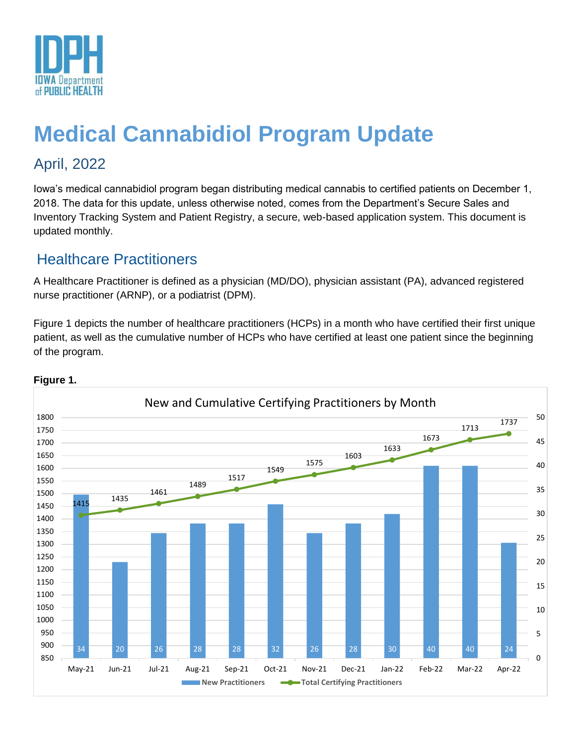# Medical Cannabidiol Program Update

## April, 2022

Iowa's medical cannabidiol program began distributing medical cannabis to certified patients on December 1, 2018. The data for this update, unless otherwise noted, comes from the Department's Secure Sales and Inventory Tracking System and Patient Registry, a secure, web-based application system. This document is updated monthly.

## Healthcare Practitioners

A Healthcare Practitioner is defined as a physician (MD/DO), physician assistant (PA), advanced registered nurse practitioner (ARNP), or a podiatrist (DPM).

Figure 1 depicts the number of healthcare practitioners (HCPs) in a month who have certified their first unique patient, as well as the cumulative number of HCPs who have certified at least one patient since the beginning of the program.

**Figure 1.**

New and Cumulative Certifying Practitioners by Month

| Month | New Practitioners | Total Certifying Practitioners |
|---|---|---|
| May-21 | 34 | 1415 |
| Jun-21 | 20 | 1435 |
| Jul-21 | 26 | 1461 |
| Aug-21 | 28 | 1489 |
| Sep-21 | 28 | 1517 |
| Oct-21 | 32 | 1549 |
| Nov-21 | 26 | 1575 |
| Dec-21 | 28 | 1603 |
| Jan-22 | 30 | 1633 |
| Feb-22 | 40 | 1673 |
| Mar-22 | 40 | 1713 |
| Apr-22 | 24 | 1737 |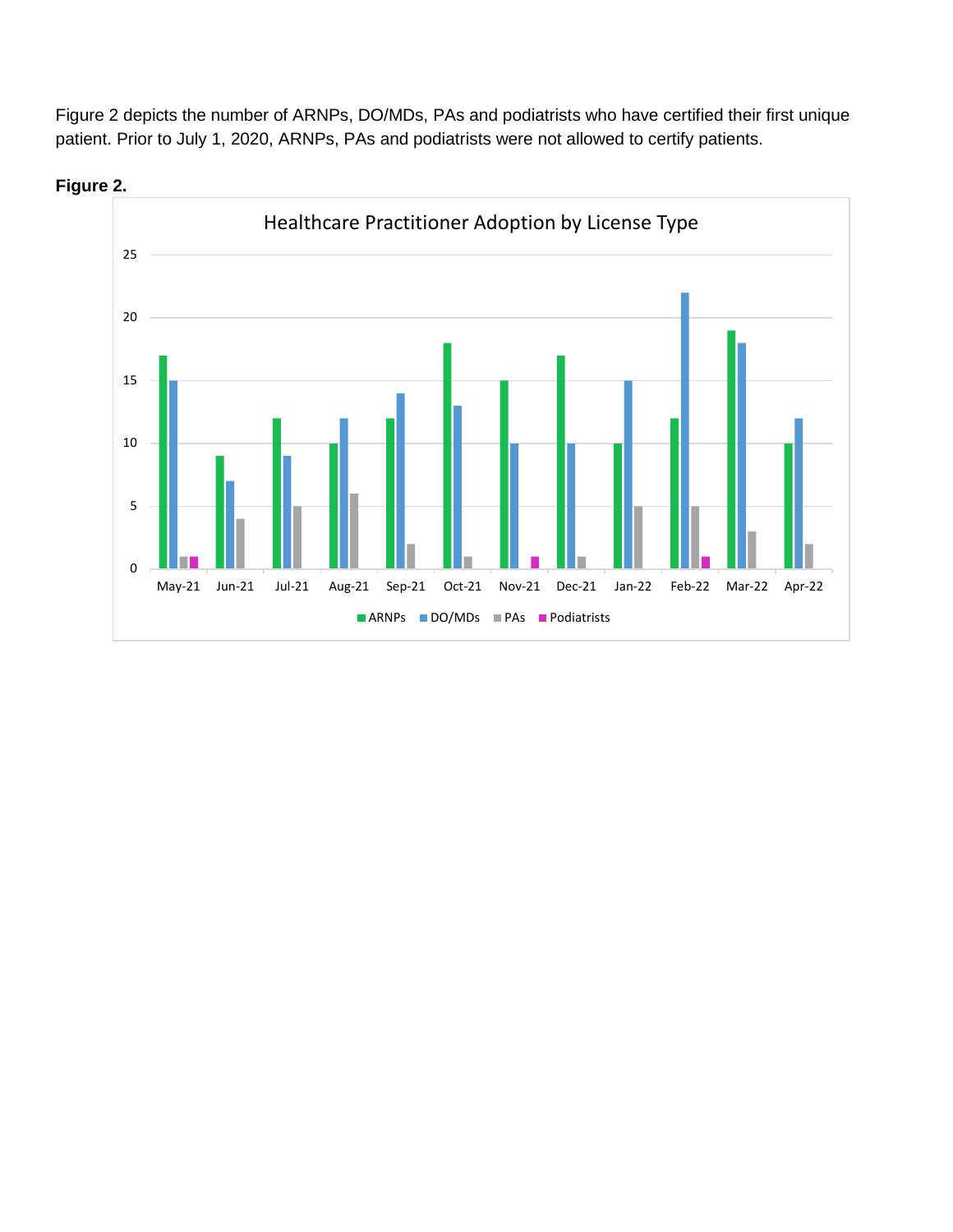Figure 2 depicts the number of ARNPs, DO/MDs, PAs and podiatrists who have certified their first unique patient. Prior to July 1, 2020, ARNPs, PAs and podiatrists were not allowed to certify patients.

**Figure 2.**

Healthcare Practitioner Adoption by License Type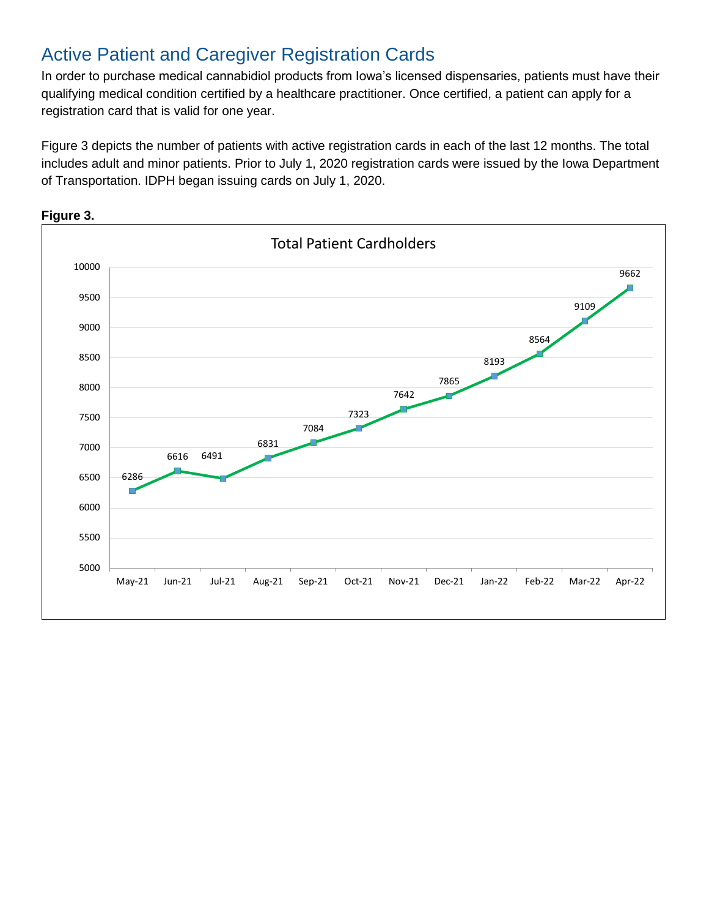## Active Patient and Caregiver Registration Cards

In order to purchase medical cannabidiol products from Iowa's licensed dispensaries, patients must have their qualifying medical condition certified by a healthcare practitioner. Once certified, a patient can apply for a registration card that is valid for one year.

Figure 3 depicts the number of patients with active registration cards in each of the last 12 months. The total includes adult and minor patients. Prior to July 1, 2020 registration cards were issued by the Iowa Department of Transportation. IDPH began issuing cards on July 1, 2020.

**Figure 3.**

Total Patient Cardholders

| Month | Total Patient Cardholders |
|---|---|
| May-21 | 6286 |
| Jun-21 | 6616 |
| Jul-21 | 6491 |
| Aug-21 | 6831 |
| Sep-21 | 7084 |
| Oct-21 | 7323 |
| Nov-21 | 7642 |
| Dec-21 | 7865 |
| Jan-22 | 8193 |
| Feb-22 | 8564 |
| Mar-22 | 9109 |
| Apr-22 | 9662 |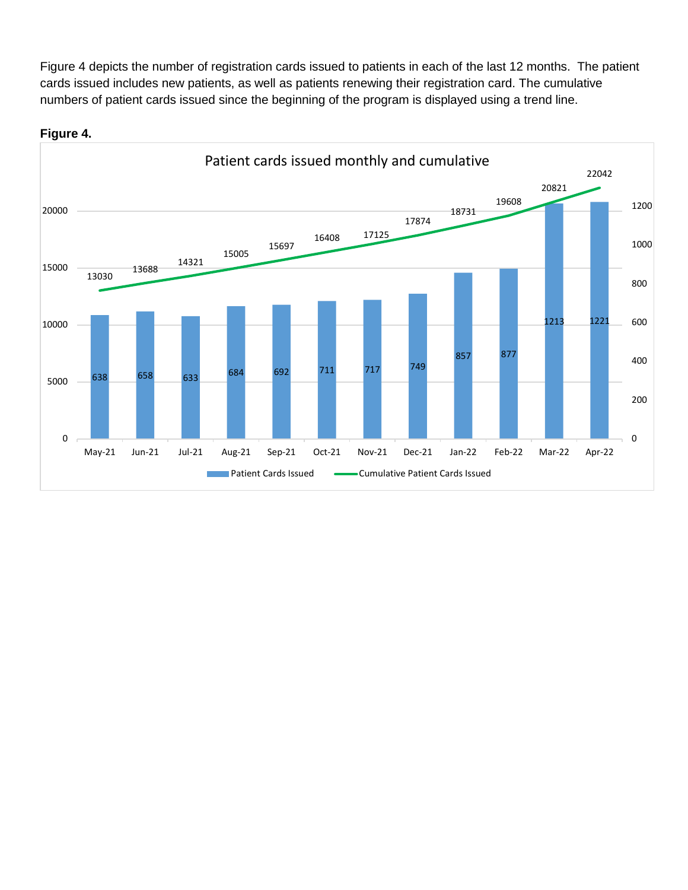Figure 4 depicts the number of registration cards issued to patients in each of the last 12 months. The patient cards issued includes new patients, as well as patients renewing their registration card. The cumulative numbers of patient cards issued since the beginning of the program is displayed using a trend line.

**Figure 4.**

Patient cards issued monthly and cumulative

| Month | Patient Cards Issued | Cumulative Patient Cards Issued |
| --- | --- | --- |
| May-21 | 638 | 13030 |
| Jun-21 | 658 | 13688 |
| Jul-21 | 633 | 14321 |
| Aug-21 | 684 | 15005 |
| Sep-21 | 692 | 15697 |
| Oct-21 | 711 | 16408 |
| Nov-21 | 717 | 17125 |
| Dec-21 | 749 | 17874 |
| Jan-22 | 857 | 18731 |
| Feb-22 | 877 | 19608 |
| Mar-22 | 1213 | 20821 |
| Apr-22 | 1221 | 22042 |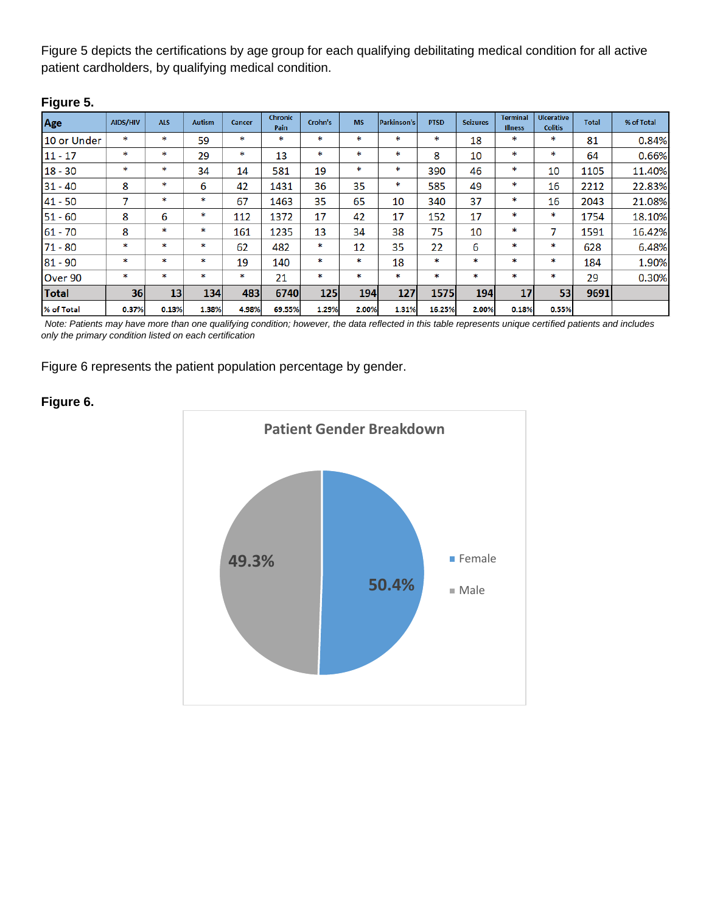Figure 5 depicts the certifications by age group for each qualifying debilitating medical condition for all active patient cardholders, by qualifying medical condition.

**Figure 5.**

| Age | AIDS/HIV | ALS | Autism | Cancer | Chronic Pain | Crohn's | MS | Parkinson's | PTSD | Seizures | Terminal Illness | Ulcerative Colitis | Total | % of Total |
|---|---|---|---|---|---|---|---|---|---|---|---|---|---|---|
| 10 or Under | * | * | 59 | * | * | * | * | * | * | 18 | * | * | 81 | 0.84% |
| 11 - 17 | * | * | 29 | * | 13 | * | * | * | 8 | 10 | * | * | 64 | 0.66% |
| 18 - 30 | * | * | 34 | 14 | 581 | 19 | * | * | 390 | 46 | * | 10 | 1105 | 11.40% |
| 31 - 40 | 8 | * | 6 | 42 | 1431 | 36 | 35 | * | 585 | 49 | * | 16 | 2212 | 22.83% |
| 41 - 50 | 7 | * | * | 67 | 1463 | 35 | 65 | 10 | 340 | 37 | * | 16 | 2043 | 21.08% |
| 51 - 60 | 8 | 6 | * | 112 | 1372 | 17 | 42 | 17 | 152 | 17 | * | * | 1754 | 18.10% |
| 61 - 70 | 8 | * | * | 161 | 1235 | 13 | 34 | 38 | 75 | 10 | * | 7 | 1591 | 16.42% |
| 71 - 80 | * | * | * | 62 | 482 | * | 12 | 35 | 22 | 6 | * | * | 628 | 6.48% |
| 81 - 90 | * | * | * | 19 | 140 | * | * | 18 | * | * | * | * | 184 | 1.90% |
| Over 90 | * | * | * | * | 21 | * | * | * | * | * | * | * | 29 | 0.30% |
| **Total** | **36** | **13** | **134** | **483** | **6740** | **125** | **194** | **127** | **1575** | **194** | **17** | **53** | **9691** | |
| **% of Total** | **0.37%** | **0.13%** | **1.38%** | **4.98%** | **69.55%** | **1.29%** | **2.00%** | **1.31%** | **16.25%** | **2.00%** | **0.18%** | **0.55%** | | |

*Note: Patients may have more than one qualifying condition; however, the data reflected in this table represents unique certified patients and includes only the primary condition listed on each certification*

Figure 6 represents the patient population percentage by gender.

**Figure 6.**

Patient Gender Breakdown

Female: 50.4%

Male: 49.3%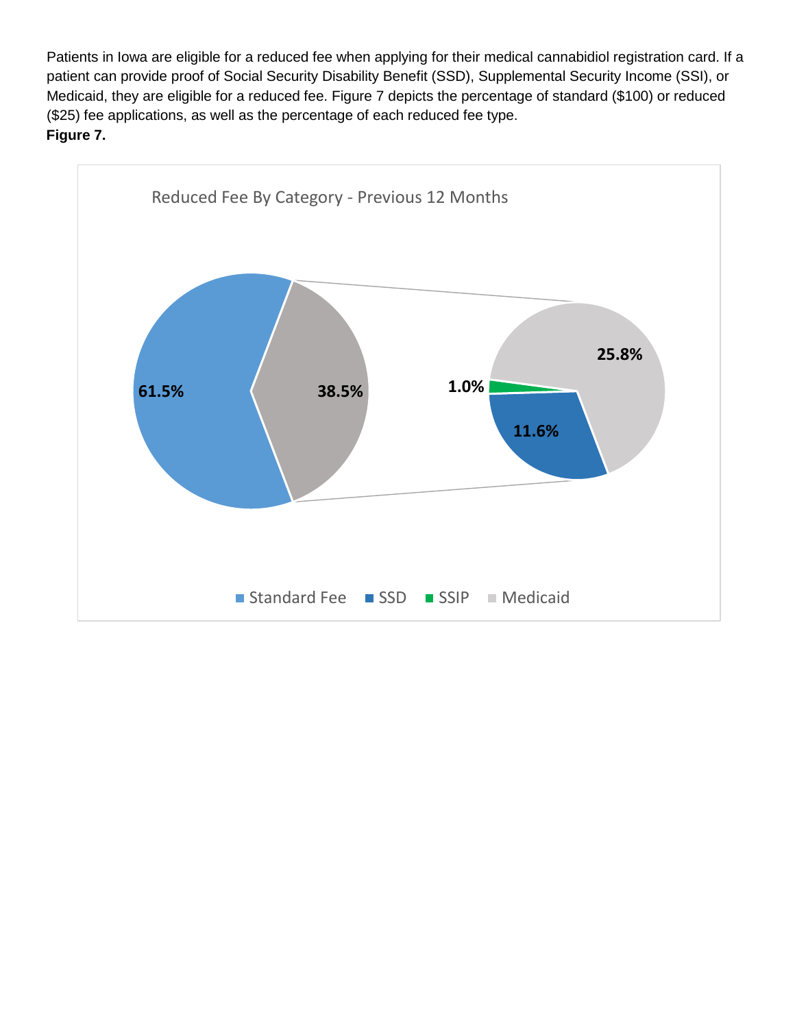Patients in Iowa are eligible for a reduced fee when applying for their medical cannabidiol registration card. If a patient can provide proof of Social Security Disability Benefit (SSD), Supplemental Security Income (SSI), or Medicaid, they are eligible for a reduced fee. Figure 7 depicts the percentage of standard ($100) or reduced ($25) fee applications, as well as the percentage of each reduced fee type.

**Figure 7.**

Reduced Fee By Category - Previous 12 Months

| Category | Percentage |
| --- | --- |
| Standard Fee | 61.5% |
| Reduced Fee (total) | 38.5% |
| SSD | 11.6% |
| SSIP | 1.0% |
| Medicaid | 25.8% |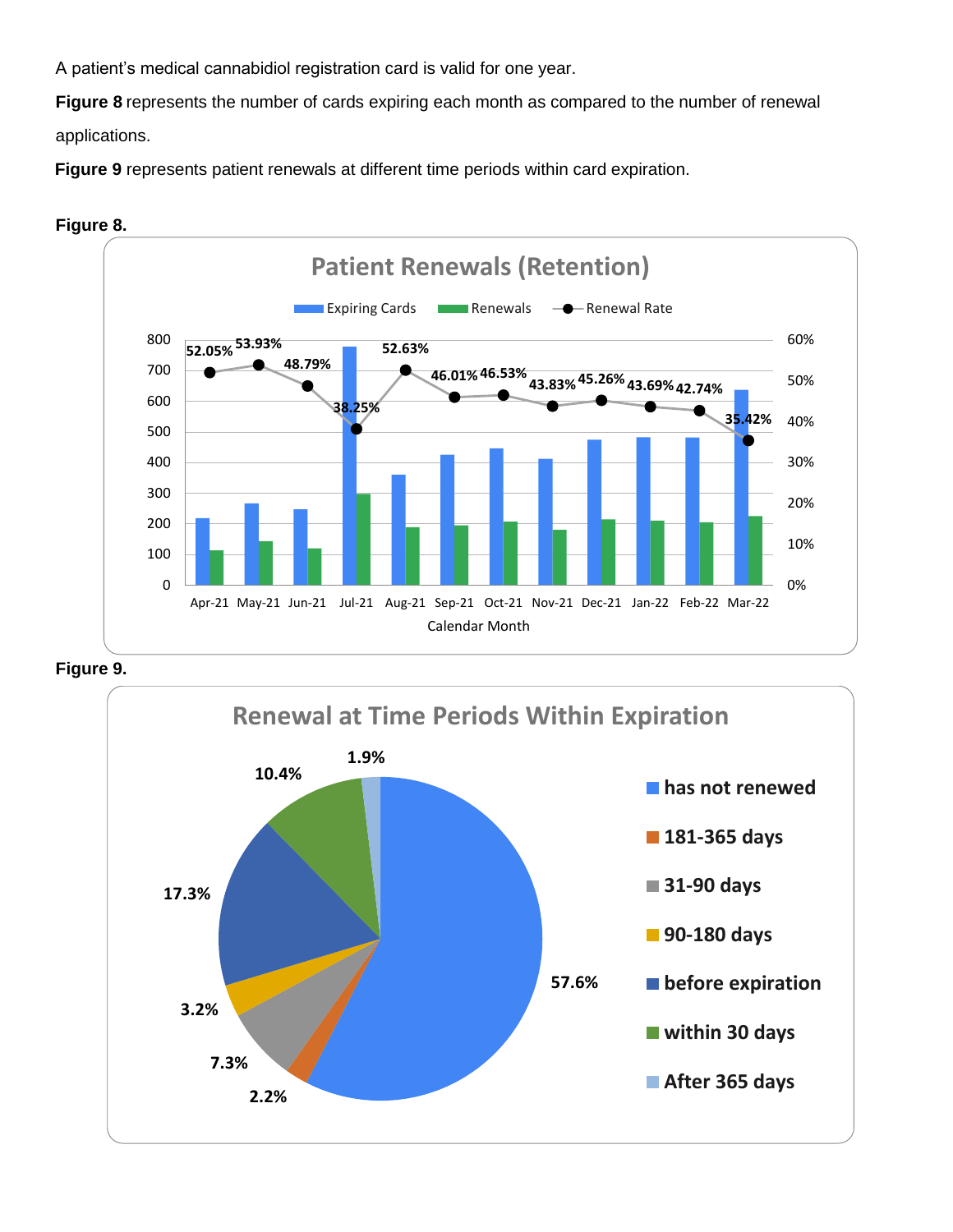A patient's medical cannabidiol registration card is valid for one year.

**Figure 8** represents the number of cards expiring each month as compared to the number of renewal applications.

**Figure 9** represents patient renewals at different time periods within card expiration.

**Figure 8.**

**Figure 9.**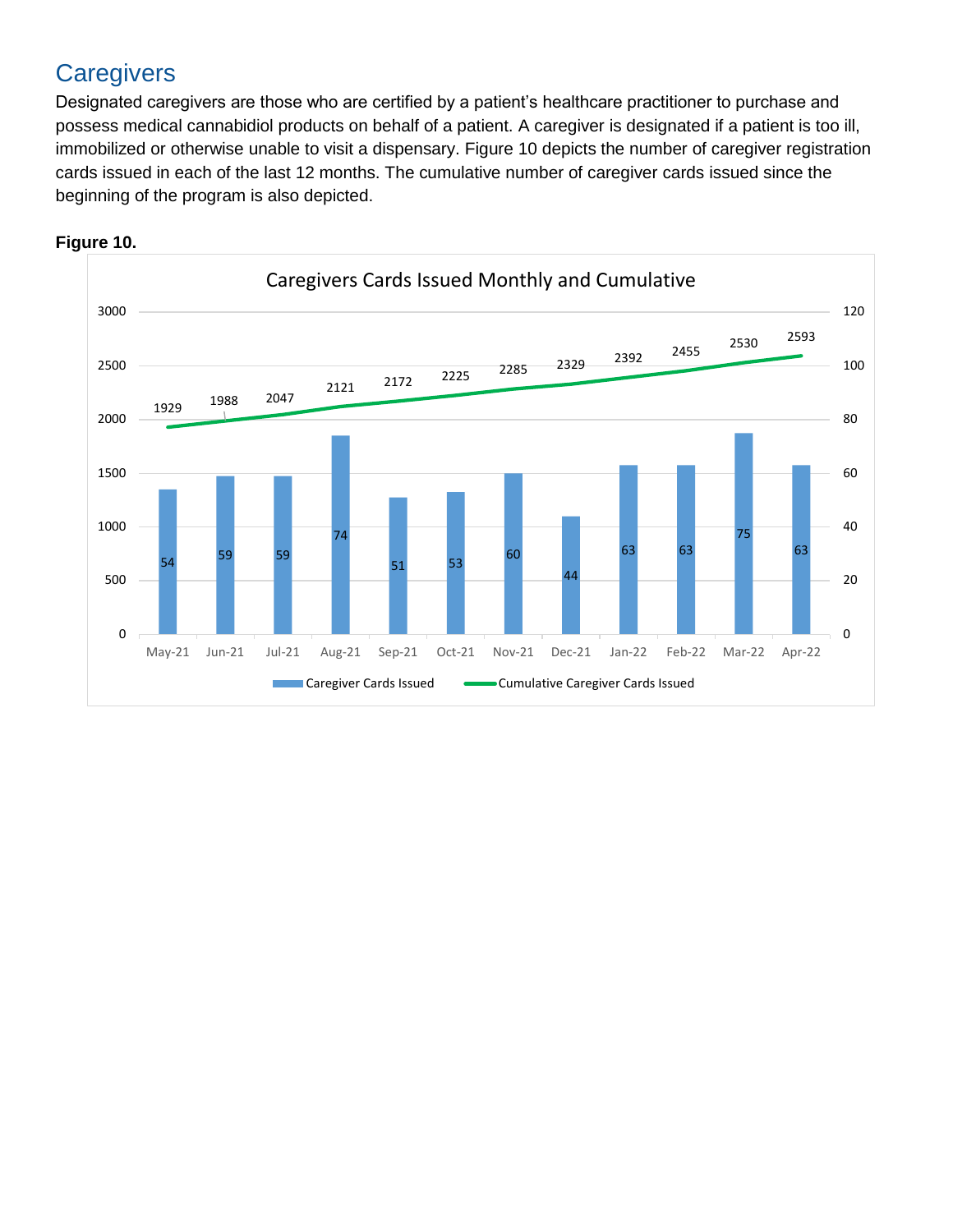## Caregivers

Designated caregivers are those who are certified by a patient's healthcare practitioner to purchase and possess medical cannabidiol products on behalf of a patient. A caregiver is designated if a patient is too ill, immobilized or otherwise unable to visit a dispensary. Figure 10 depicts the number of caregiver registration cards issued in each of the last 12 months. The cumulative number of caregiver cards issued since the beginning of the program is also depicted.

**Figure 10.**

Caregivers Cards Issued Monthly and Cumulative

| Month | Caregiver Cards Issued | Cumulative Caregiver Cards Issued |
|---|---|---|
| May-21 | 54 | 1929 |
| Jun-21 | 59 | 1988 |
| Jul-21 | 59 | 2047 |
| Aug-21 | 74 | 2121 |
| Sep-21 | 51 | 2172 |
| Oct-21 | 53 | 2225 |
| Nov-21 | 60 | 2285 |
| Dec-21 | 44 | 2329 |
| Jan-22 | 63 | 2392 |
| Feb-22 | 63 | 2455 |
| Mar-22 | 75 | 2530 |
| Apr-22 | 63 | 2593 |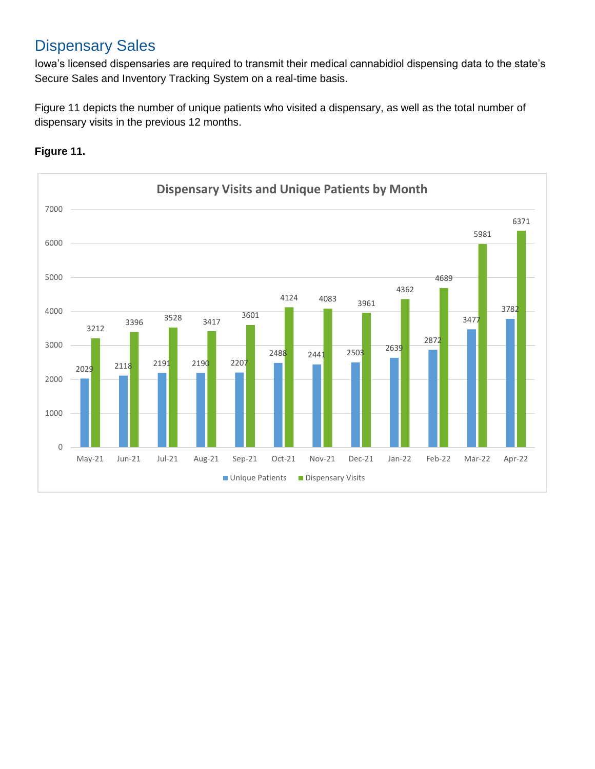# Dispensary Sales

Iowa's licensed dispensaries are required to transmit their medical cannabidiol dispensing data to the state's Secure Sales and Inventory Tracking System on a real-time basis.

Figure 11 depicts the number of unique patients who visited a dispensary, as well as the total number of dispensary visits in the previous 12 months.

**Figure 11.**

**Dispensary Visits and Unique Patients by Month**

| Month | Unique Patients | Dispensary Visits |
|---|---|---|
| May-21 | 2029 | 3212 |
| Jun-21 | 2118 | 3396 |
| Jul-21 | 2191 | 3528 |
| Aug-21 | 2190 | 3417 |
| Sep-21 | 2207 | 3601 |
| Oct-21 | 2488 | 4124 |
| Nov-21 | 2441 | 4083 |
| Dec-21 | 2503 | 3961 |
| Jan-22 | 2639 | 4362 |
| Feb-22 | 2872 | 4689 |
| Mar-22 | 3477 | 5981 |
| Apr-22 | 3782 | 6371 |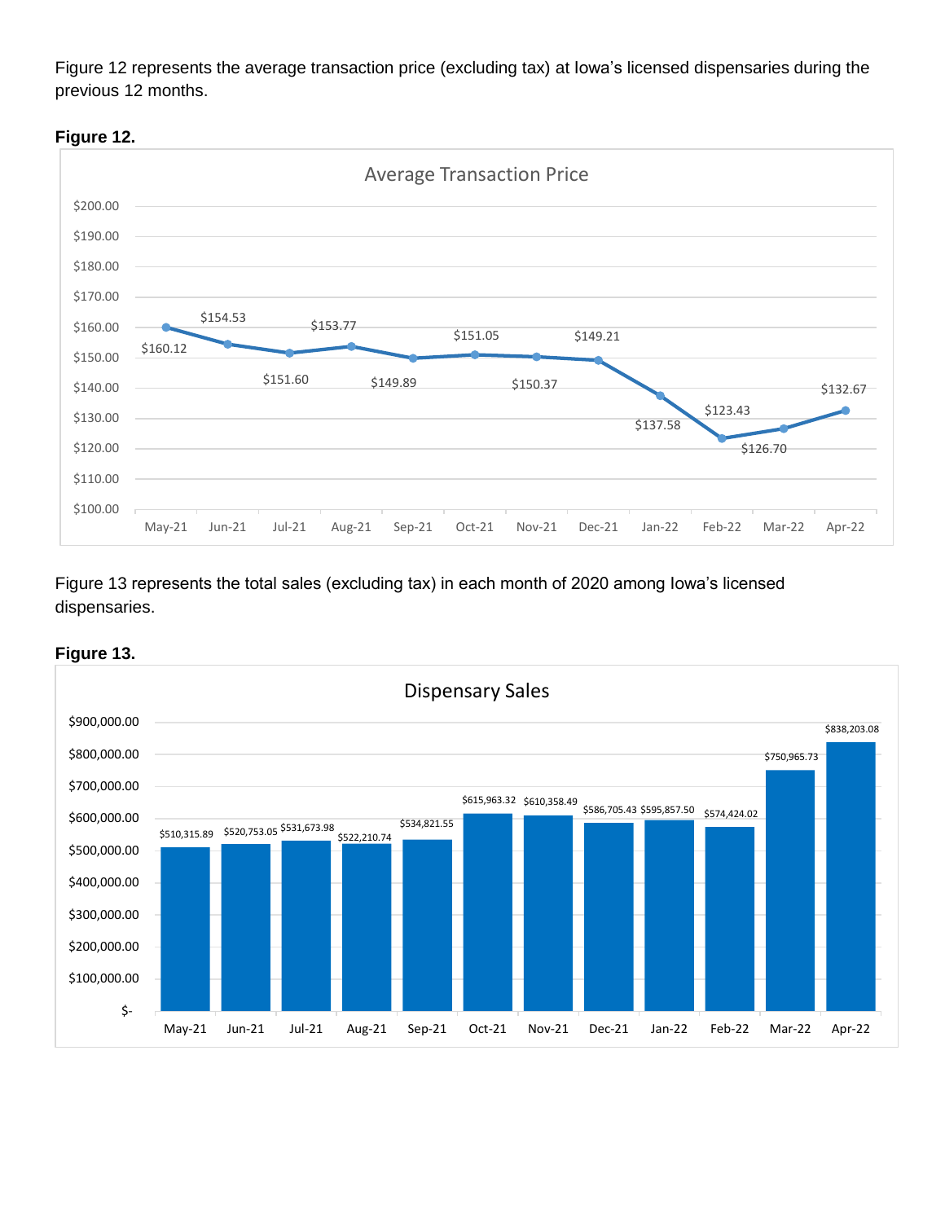Figure 12 represents the average transaction price (excluding tax) at Iowa's licensed dispensaries during the previous 12 months.

**Figure 12.**

Average Transaction Price

| Month | Average Transaction Price |
|---|---|
| May-21 | $160.12 |
| Jun-21 | $154.53 |
| Jul-21 | $151.60 |
| Aug-21 | $153.77 |
| Sep-21 | $149.89 |
| Oct-21 | $151.05 |
| Nov-21 | $150.37 |
| Dec-21 | $149.21 |
| Jan-22 | $137.58 |
| Feb-22 | $123.43 |
| Mar-22 | $126.70 |
| Apr-22 | $132.67 |

Figure 13 represents the total sales (excluding tax) in each month of 2020 among Iowa's licensed dispensaries.

**Figure 13.**

Dispensary Sales

| Month | Dispensary Sales |
|---|---|
| May-21 | $510,315.89 |
| Jun-21 | $520,753.05 |
| Jul-21 | $531,673.98 |
| Aug-21 | $522,210.74 |
| Sep-21 | $534,821.55 |
| Oct-21 | $615,963.32 |
| Nov-21 | $610,358.49 |
| Dec-21 | $586,705.43 |
| Jan-22 | $595,857.50 |
| Feb-22 | $574,424.02 |
| Mar-22 | $750,965.73 |
| Apr-22 | $838,203.08 |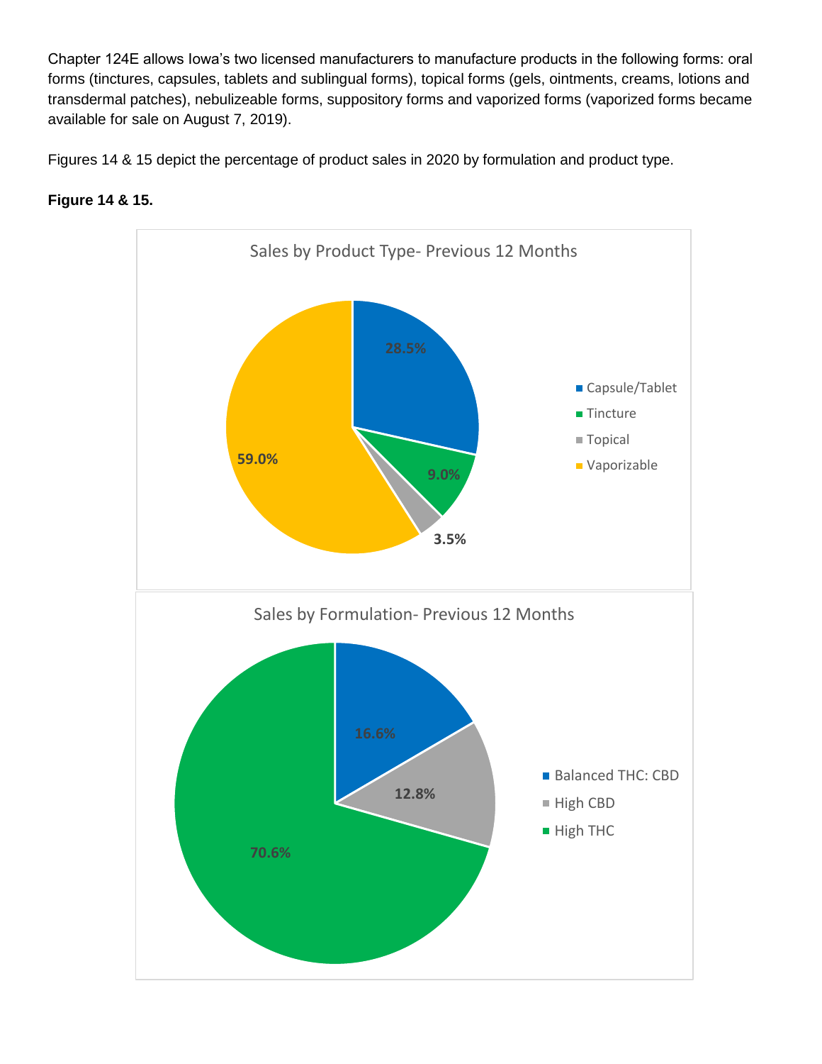Chapter 124E allows Iowa's two licensed manufacturers to manufacture products in the following forms: oral forms (tinctures, capsules, tablets and sublingual forms), topical forms (gels, ointments, creams, lotions and transdermal patches), nebulizeable forms, suppository forms and vaporized forms (vaporized forms became available for sale on August 7, 2019).

Figures 14 & 15 depict the percentage of product sales in 2020 by formulation and product type.

**Figure 14 & 15.**

Sales by Product Type- Previous 12 Months

| Product Type | Percentage |
|---|---|
| Capsule/Tablet | 28.5% |
| Tincture | 9.0% |
| Topical | 3.5% |
| Vaporizable | 59.0% |

Sales by Formulation- Previous 12 Months

| Formulation | Percentage |
|---|---|
| Balanced THC: CBD | 16.6% |
| High CBD | 12.8% |
| High THC | 70.6% |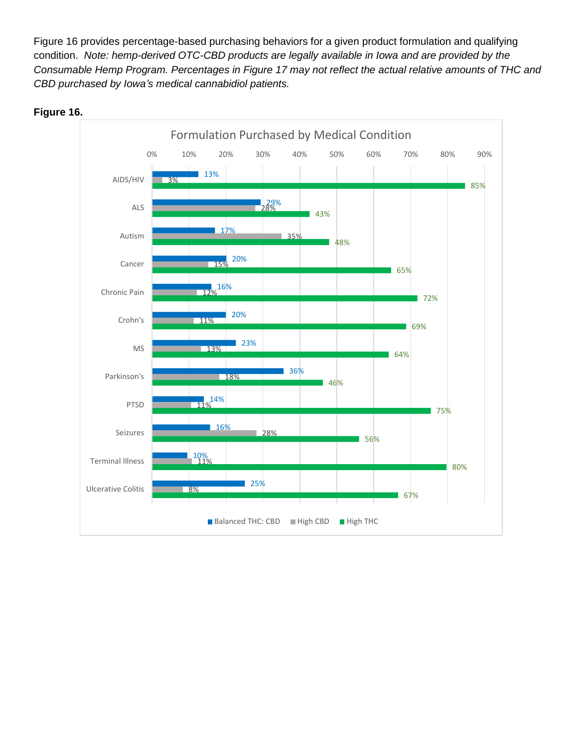Figure 16 provides percentage-based purchasing behaviors for a given product formulation and qualifying condition. *Note: hemp-derived OTC-CBD products are legally available in Iowa and are provided by the Consumable Hemp Program. Percentages in Figure 17 may not reflect the actual relative amounts of THC and CBD purchased by Iowa's medical cannabidiol patients.*

**Figure 16.**

Formulation Purchased by Medical Condition

0% 10% 20% 30% 40% 50% 60% 70% 80% 90%

AIDS/HIV: 13% 3% 85%

ALS: 29% 28% 43%

Autism: 17% 35% 48%

Cancer: 20% 15% 65%

Chronic Pain: 16% 12% 72%

Crohn's: 20% 11% 69%

MS: 23% 13% 64%

Parkinson's: 36% 18% 46%

PTSD: 14% 11% 75%

Seizures: 16% 28% 56%

Terminal Illness: 10% 11% 80%

Ulcerative Colitis: 25% 8% 67%

Balanced THC: CBD   High CBD   High THC